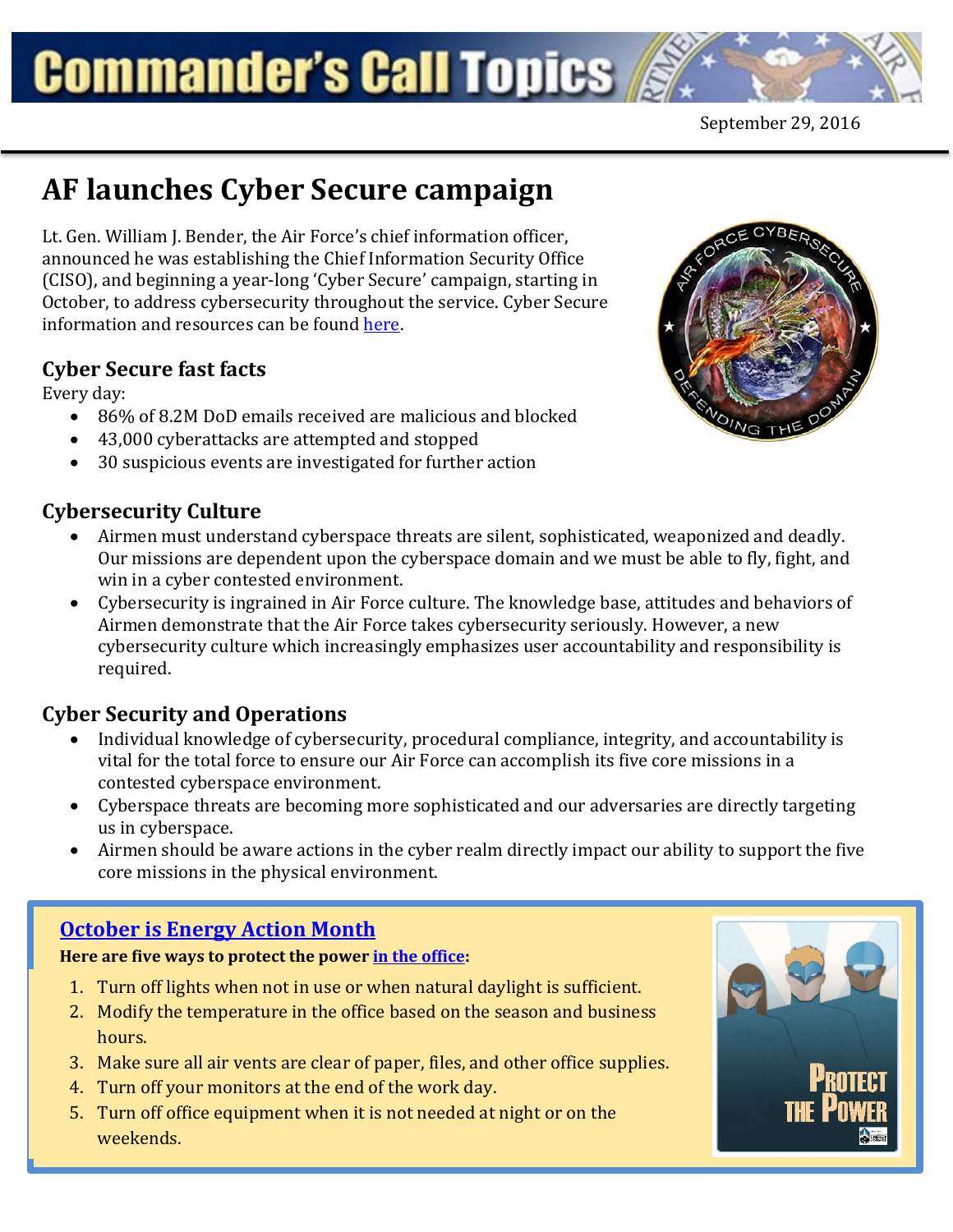# Commander's Call Topics

September 29, 2016

## AF launches Cyber Secure campaign

Lt. Gen. William J. Bender, the Air Force's chief information officer, announced he was establishing the Chief Information Security Office (CISO), and beginning a year-long 'Cyber Secure' campaign, starting in October, to address cybersecurity throughout the service. Cyber Secure information and resources can be found here.

### Cyber Secure fast facts

Every day:

- 86% of 8.2M DoD emails received are malicious and blocked
- 43,000 cyberattacks are attempted and stopped
- 30 suspicious events are investigated for further action

### Cybersecurity Culture

- Airmen must understand cyberspace threats are silent, sophisticated, weaponized and deadly. Our missions are dependent upon the cyberspace domain and we must be able to fly, fight, and win in a cyber contested environment.
- Cybersecurity is ingrained in Air Force culture. The knowledge base, attitudes and behaviors of Airmen demonstrate that the Air Force takes cybersecurity seriously. However, a new cybersecurity culture which increasingly emphasizes user accountability and responsibility is required.

### Cyber Security and Operations

- Individual knowledge of cybersecurity, procedural compliance, integrity, and accountability is vital for the total force to ensure our Air Force can accomplish its five core missions in a contested cyberspace environment.
- Cyberspace threats are becoming more sophisticated and our adversaries are directly targeting us in cyberspace.
- Airmen should be aware actions in the cyber realm directly impact our ability to support the five core missions in the physical environment.

### October is Energy Action Month

**Here are five ways to protect the power in the office:**

1. Turn off lights when not in use or when natural daylight is sufficient.
2. Modify the temperature in the office based on the season and business hours.
3. Make sure all air vents are clear of paper, files, and other office supplies.
4. Turn off your monitors at the end of the work day.
5. Turn off office equipment when it is not needed at night or on the weekends.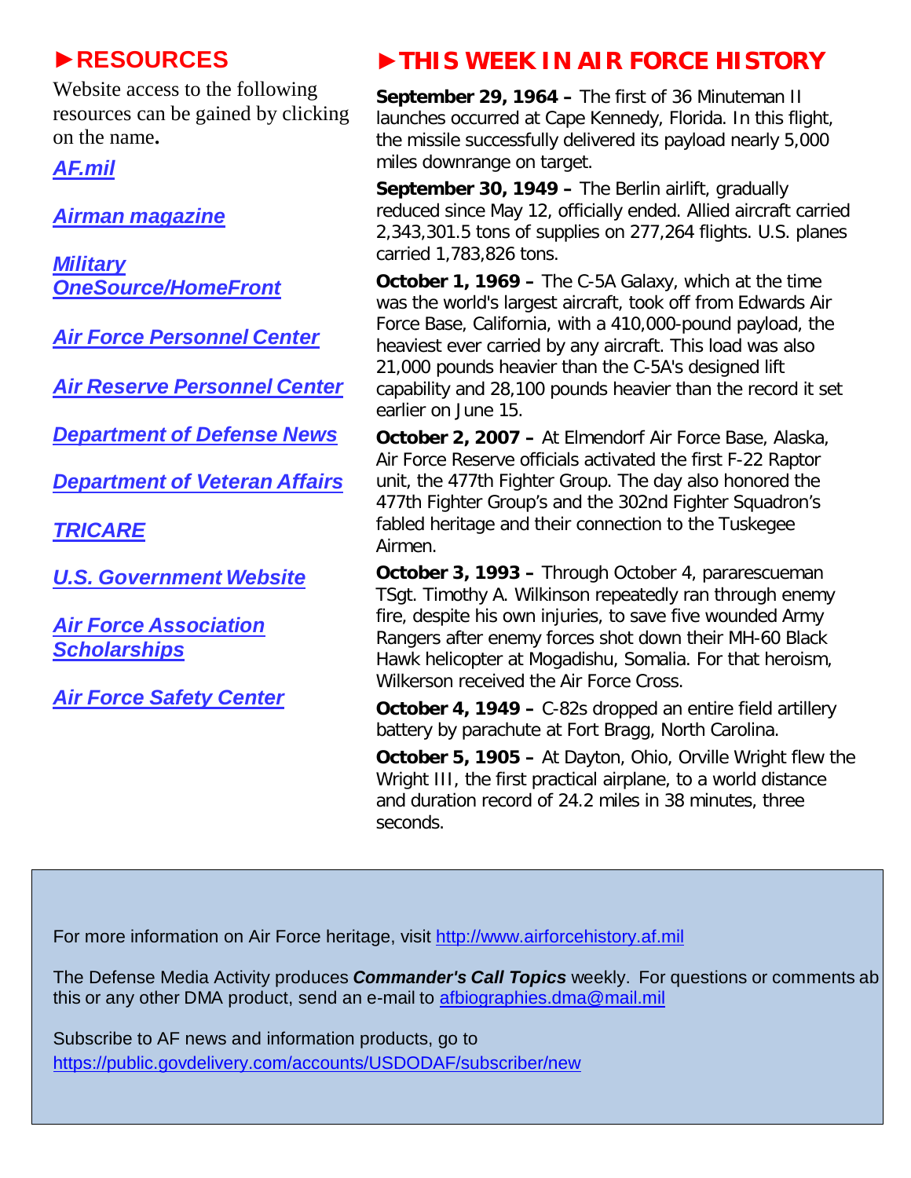## ►RESOURCES

Website access to the following resources can be gained by clicking on the name**.**

***AF.mil***

***Airman magazine***

***Military OneSource/HomeFront***

***Air Force Personnel Center***

***Air Reserve Personnel Center***

***Department of Defense News***

***Department of Veteran Affairs***

***TRICARE***

***U.S. Government Website***

***Air Force Association Scholarships***

***Air Force Safety Center***

## ►THIS WEEK IN AIR FORCE HISTORY

**September 29, 1964 –** The first of 36 Minuteman II launches occurred at Cape Kennedy, Florida. In this flight, the missile successfully delivered its payload nearly 5,000 miles downrange on target.

**September 30, 1949 –** The Berlin airlift, gradually reduced since May 12, officially ended. Allied aircraft carried 2,343,301.5 tons of supplies on 277,264 flights. U.S. planes carried 1,783,826 tons.

**October 1, 1969 –** The C-5A Galaxy, which at the time was the world's largest aircraft, took off from Edwards Air Force Base, California, with a 410,000-pound payload, the heaviest ever carried by any aircraft. This load was also 21,000 pounds heavier than the C-5A's designed lift capability and 28,100 pounds heavier than the record it set earlier on June 15.

**October 2, 2007 –** At Elmendorf Air Force Base, Alaska, Air Force Reserve officials activated the first F-22 Raptor unit, the 477th Fighter Group. The day also honored the 477th Fighter Group's and the 302nd Fighter Squadron's fabled heritage and their connection to the Tuskegee Airmen.

**October 3, 1993 –** Through October 4, pararescueman TSgt. Timothy A. Wilkinson repeatedly ran through enemy fire, despite his own injuries, to save five wounded Army Rangers after enemy forces shot down their MH-60 Black Hawk helicopter at Mogadishu, Somalia. For that heroism, Wilkerson received the Air Force Cross.

**October 4, 1949 –** C-82s dropped an entire field artillery battery by parachute at Fort Bragg, North Carolina.

**October 5, 1905 –** At Dayton, Ohio, Orville Wright flew the Wright III, the first practical airplane, to a world distance and duration record of 24.2 miles in 38 minutes, three seconds.

For more information on Air Force heritage, visit http://www.airforcehistory.af.mil

The Defense Media Activity produces ***Commander's Call Topics*** weekly. For questions or comments ab this or any other DMA product, send an e-mail to afbiographies.dma@mail.mil

Subscribe to AF news and information products, go to https://public.govdelivery.com/accounts/USDODAF/subscriber/new